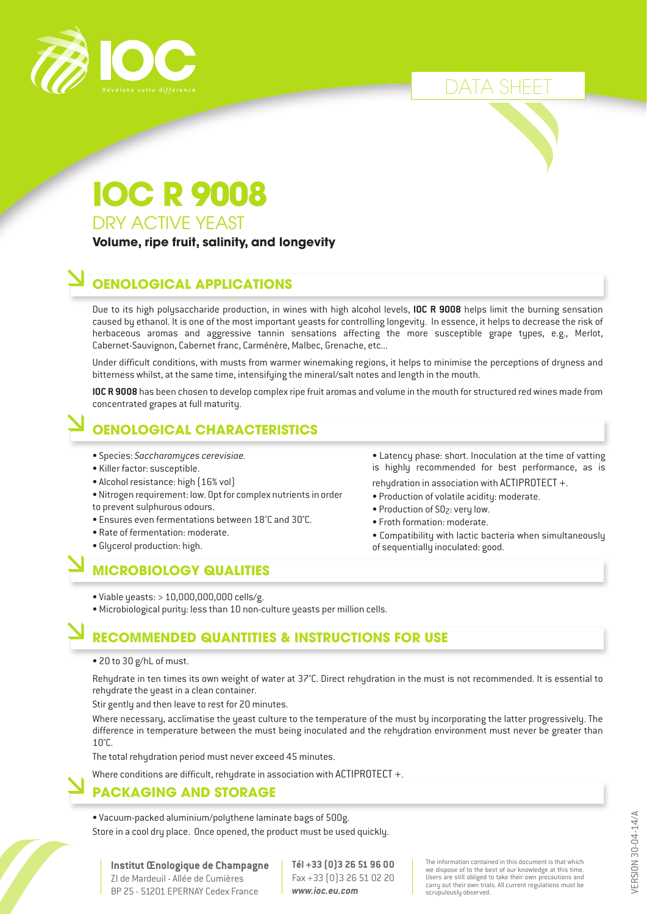IOC
*Révélons votre différence*

DATA SHEET

# IOC R 9008

## DRY ACTIVE YEAST

**Volume, ripe fruit, salinity, and longevity**

## OENOLOGICAL APPLICATIONS

Due to its high polysaccharide production, in wines with high alcohol levels, **IOC R 9008** helps limit the burning sensation caused by ethanol. It is one of the most important yeasts for controlling longevity. In essence, it helps to decrease the risk of herbaceous aromas and aggressive tannin sensations affecting the more susceptible grape types, e.g., Merlot, Cabernet-Sauvignon, Cabernet franc, Carménère, Malbec, Grenache, etc...

Under difficult conditions, with musts from warmer winemaking regions, it helps to minimise the perceptions of dryness and bitterness whilst, at the same time, intensifying the mineral/salt notes and length in the mouth.

**IOC R 9008** has been chosen to develop complex ripe fruit aromas and volume in the mouth for structured red wines made from concentrated grapes at full maturity.

## OENOLOGICAL CHARACTERISTICS

- Species: *Saccharomyces cerevisiae.*
- Killer factor: susceptible.
- Alcohol resistance: high (16% vol)
- Nitrogen requirement: low. Opt for complex nutrients in order to prevent sulphurous odours.
- Ensures even fermentations between 18°C and 30°C.
- Rate of fermentation: moderate.
- Glycerol production: high.
- Latency phase: short. Inoculation at the time of vatting is highly recommended for best performance, as is rehydration in association with ACTIPROTECT +.
- Production of volatile acidity: moderate.
- Production of $SO_2$: very low.
- Froth formation: moderate.
- Compatibility with lactic bacteria when simultaneously of sequentially inoculated: good.

## MICROBIOLOGY QUALITIES

- Viable yeasts: > 10,000,000,000 cells/g.
- Microbiological purity: less than 10 non-culture yeasts per million cells.

## RECOMMENDED QUANTITIES & INSTRUCTIONS FOR USE

- 20 to 30 g/hL of must.

Rehydrate in ten times its own weight of water at 37°C. Direct rehydration in the must is not recommended. It is essential to rehydrate the yeast in a clean container.

Stir gently and then leave to rest for 20 minutes.

Where necessary, acclimatise the yeast culture to the temperature of the must by incorporating the latter progressively. The difference in temperature between the must being inoculated and the rehydration environment must never be greater than 10°C.

The total rehydration period must never exceed 45 minutes.

Where conditions are difficult, rehydrate in association with ACTIPROTECT +.

## PACKAGING AND STORAGE

- Vacuum-packed aluminium/polythene laminate bags of 500g.

Store in a cool dry place. Once opened, the product must be used quickly.

**Institut Œnologique de Champagne**
ZI de Mardeuil - Allée de Cumières
BP 25 - 51201 EPERNAY Cedex France

**Tél +33 (0)3 26 51 96 00**
Fax +33 (0)3 26 51 02 20
***www.ioc.eu.com***

The information contained in this document is that which we dispose of to the best of our knowledge at this time. Users are still obliged to take their own precautions and carry out their own trials. All current regulations must be scrupulously observed.

VERSION 30-04-14/A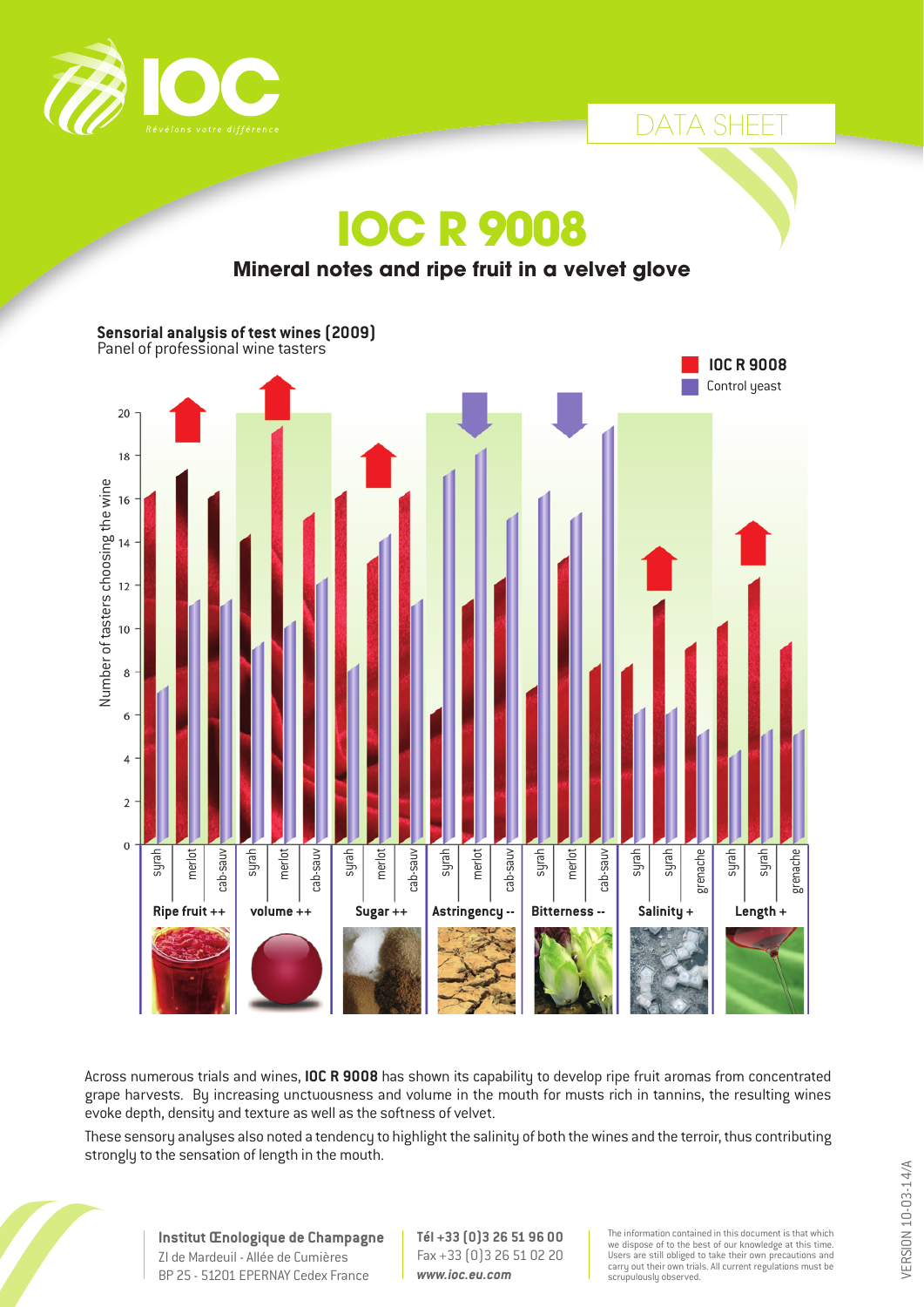DATA SHEET

# IOC R 9008

## Mineral notes and ripe fruit in a velvet glove

**Sensorial analysis of test wines (2009)**
Panel of professional wine tasters

IOC R 9008
Control yeast

Number of tasters choosing the wine

0
2
4
6
8
10
12
14
16
18
20

syrah merlot cab-sauv — Ripe fruit ++
syrah merlot cab-sauv — volume ++
syrah merlot cab-sauv — Sugar ++
syrah merlot cab-sauv — Astringency --
syrah merlot cab-sauv — Bitterness --
syrah syrah grenache — Salinity +
syrah syrah grenache — Length +

Across numerous trials and wines, **IOC R 9008** has shown its capability to develop ripe fruit aromas from concentrated grape harvests. By increasing unctuousness and volume in the mouth for musts rich in tannins, the resulting wines evoke depth, density and texture as well as the softness of velvet.

These sensory analyses also noted a tendency to highlight the salinity of both the wines and the terroir, thus contributing strongly to the sensation of length in the mouth.

**Institut Œnologique de Champagne**
ZI de Mardeuil - Allée de Cumières
BP 25 - 51201 EPERNAY Cedex France

**Tél +33 (0)3 26 51 96 00**
Fax +33 (0)3 26 51 02 20
***www.ioc.eu.com***

The information contained in this document is that which we dispose of to the best of our knowledge at this time. Users are still obliged to take their own precautions and carry out their own trials. All current regulations must be scrupulously observed.

VERSION 10-03-14/A